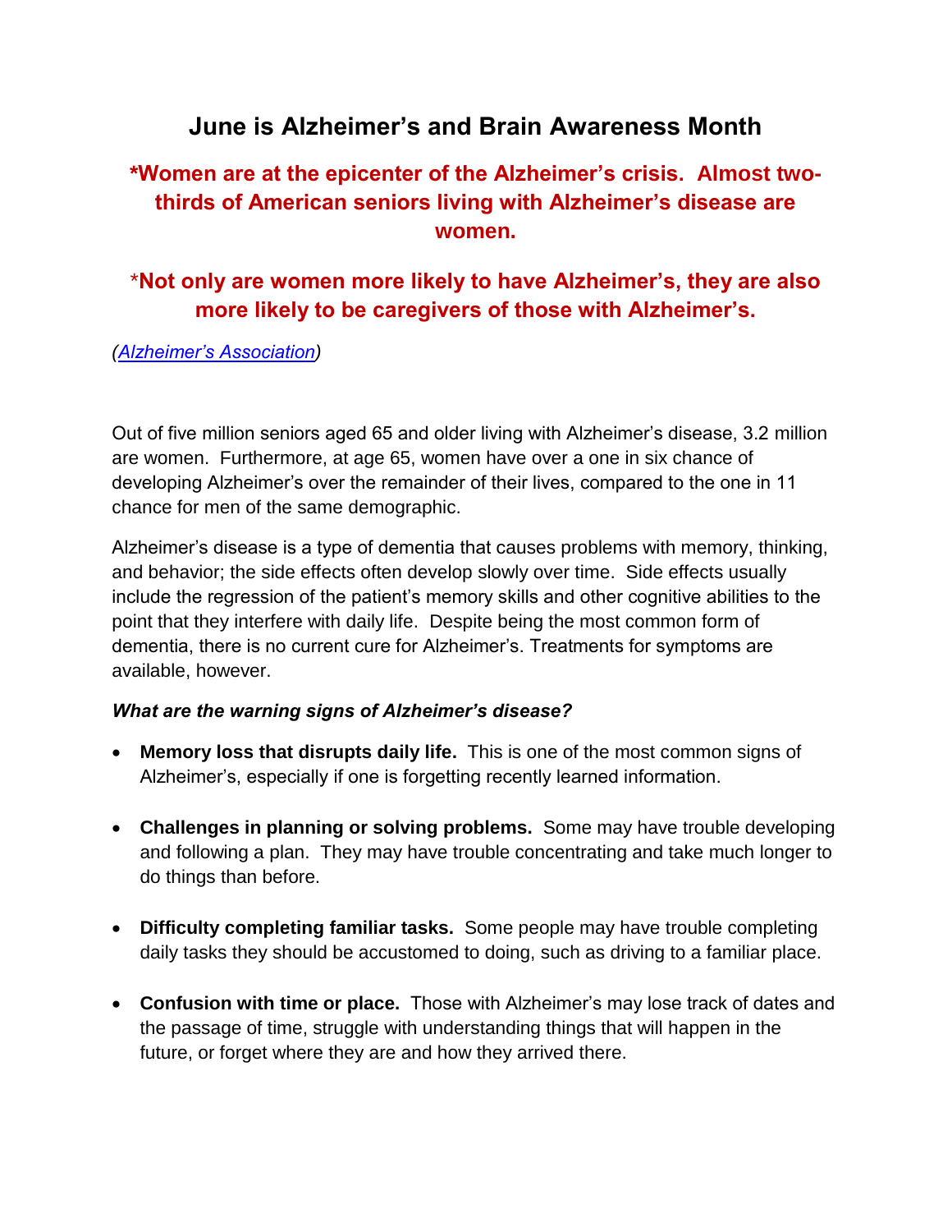# June is Alzheimer's and Brain Awareness Month

## *Women are at the epicenter of the Alzheimer's crisis. Almost two-thirds of American seniors living with Alzheimer's disease are women.

## *Not only are women more likely to have Alzheimer's, they are also more likely to be caregivers of those with Alzheimer's.

*(Alzheimer's Association)*

Out of five million seniors aged 65 and older living with Alzheimer's disease, 3.2 million are women. Furthermore, at age 65, women have over a one in six chance of developing Alzheimer's over the remainder of their lives, compared to the one in 11 chance for men of the same demographic.

Alzheimer's disease is a type of dementia that causes problems with memory, thinking, and behavior; the side effects often develop slowly over time. Side effects usually include the regression of the patient's memory skills and other cognitive abilities to the point that they interfere with daily life. Despite being the most common form of dementia, there is no current cure for Alzheimer's. Treatments for symptoms are available, however.

***What are the warning signs of Alzheimer's disease?***

- **Memory loss that disrupts daily life.** This is one of the most common signs of Alzheimer's, especially if one is forgetting recently learned information.

- **Challenges in planning or solving problems.** Some may have trouble developing and following a plan. They may have trouble concentrating and take much longer to do things than before.

- **Difficulty completing familiar tasks.** Some people may have trouble completing daily tasks they should be accustomed to doing, such as driving to a familiar place.

- **Confusion with time or place.** Those with Alzheimer's may lose track of dates and the passage of time, struggle with understanding things that will happen in the future, or forget where they are and how they arrived there.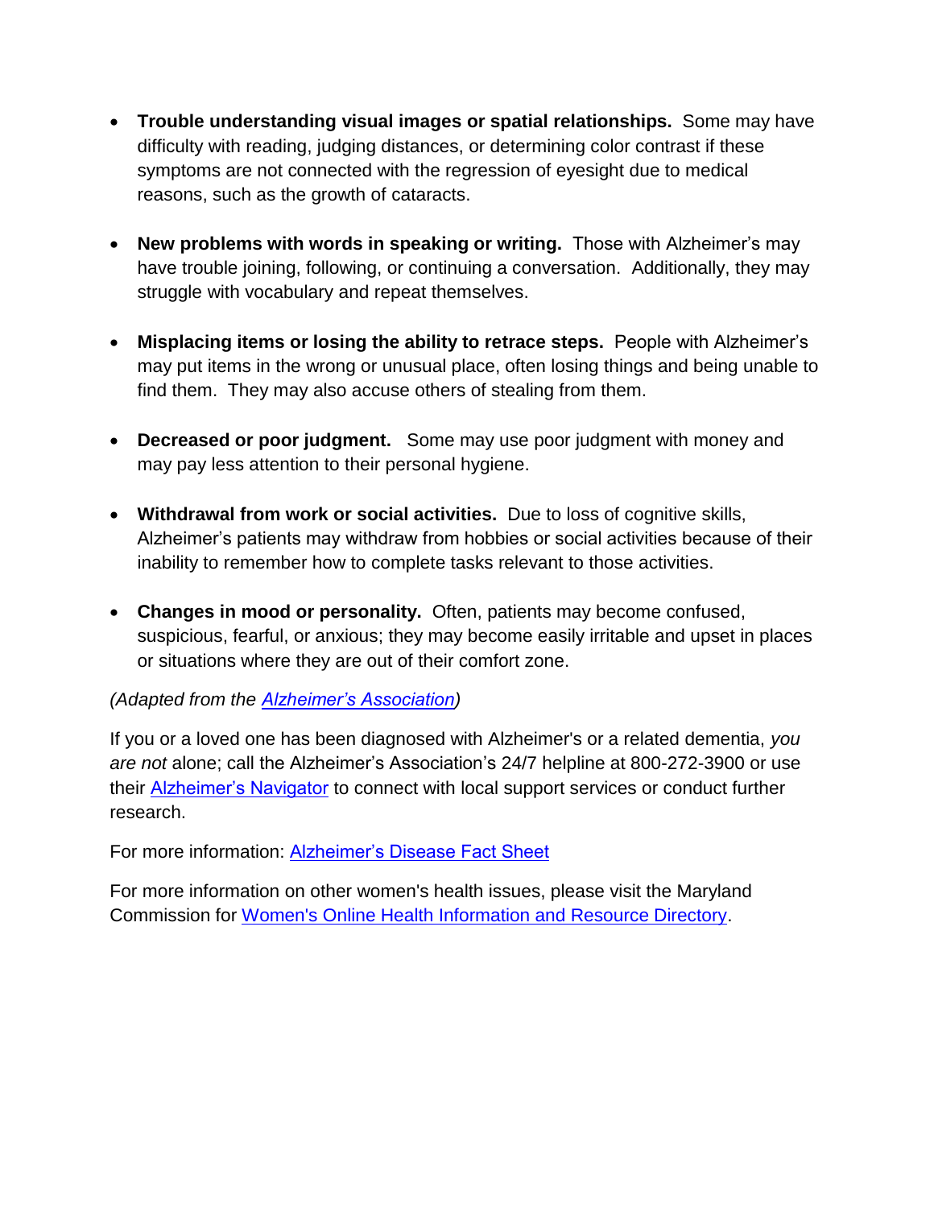- **Trouble understanding visual images or spatial relationships.** Some may have difficulty with reading, judging distances, or determining color contrast if these symptoms are not connected with the regression of eyesight due to medical reasons, such as the growth of cataracts.

- **New problems with words in speaking or writing.** Those with Alzheimer's may have trouble joining, following, or continuing a conversation. Additionally, they may struggle with vocabulary and repeat themselves.

- **Misplacing items or losing the ability to retrace steps.** People with Alzheimer's may put items in the wrong or unusual place, often losing things and being unable to find them. They may also accuse others of stealing from them.

- **Decreased or poor judgment.** Some may use poor judgment with money and may pay less attention to their personal hygiene.

- **Withdrawal from work or social activities.** Due to loss of cognitive skills, Alzheimer's patients may withdraw from hobbies or social activities because of their inability to remember how to complete tasks relevant to those activities.

- **Changes in mood or personality.** Often, patients may become confused, suspicious, fearful, or anxious; they may become easily irritable and upset in places or situations where they are out of their comfort zone.

*(Adapted from the Alzheimer's Association)*

If you or a loved one has been diagnosed with Alzheimer's or a related dementia, *you are not* alone; call the Alzheimer's Association's 24/7 helpline at 800-272-3900 or use their Alzheimer's Navigator to connect with local support services or conduct further research.

For more information: Alzheimer's Disease Fact Sheet

For more information on other women's health issues, please visit the Maryland Commission for Women's Online Health Information and Resource Directory.